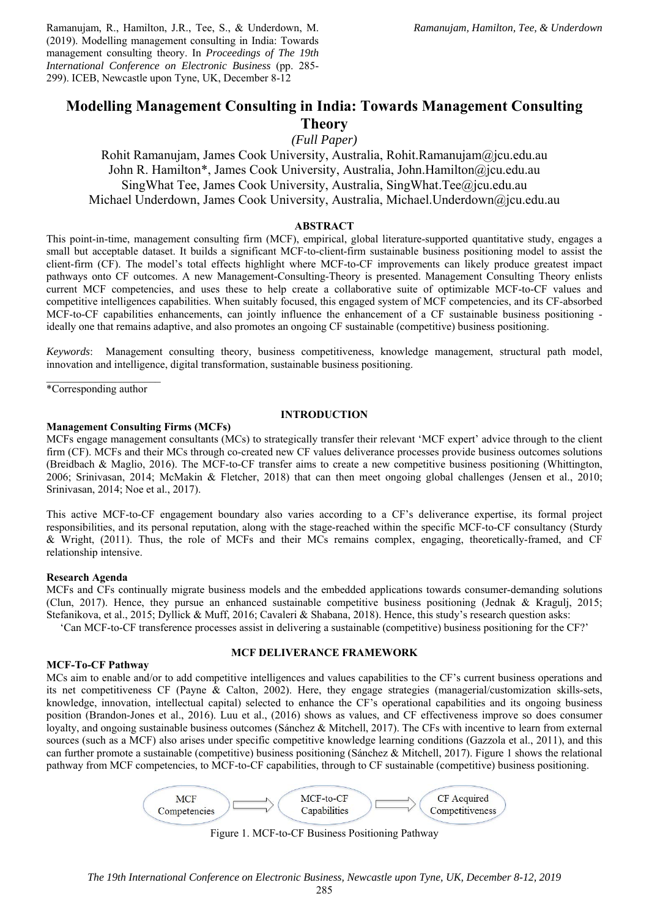Ramanujam, R., Hamilton, J.R., Tee, S., & Underdown, M. (2019). Modelling management consulting in India: Towards management consulting theory. In *Proceedings of The 19th International Conference on Electronic Business* (pp. 285-299). ICEB, Newcastle upon Tyne, UK, December 8-12

# Modelling Management Consulting in India: Towards Management Consulting Theory

*(Full Paper)*

Rohit Ramanujam, James Cook University, Australia, Rohit.Ramanujam@jcu.edu.au
John R. Hamilton*, James Cook University, Australia, John.Hamilton@jcu.edu.au
SingWhat Tee, James Cook University, Australia, SingWhat.Tee@jcu.edu.au
Michael Underdown, James Cook University, Australia, Michael.Underdown@jcu.edu.au

## ABSTRACT

This point-in-time, management consulting firm (MCF), empirical, global literature-supported quantitative study, engages a small but acceptable dataset. It builds a significant MCF-to-client-firm sustainable business positioning model to assist the client-firm (CF). The model's total effects highlight where MCF-to-CF improvements can likely produce greatest impact pathways onto CF outcomes. A new Management-Consulting-Theory is presented. Management Consulting Theory enlists current MCF competencies, and uses these to help create a collaborative suite of optimizable MCF-to-CF values and competitive intelligences capabilities. When suitably focused, this engaged system of MCF competencies, and its CF-absorbed MCF-to-CF capabilities enhancements, can jointly influence the enhancement of a CF sustainable business positioning - ideally one that remains adaptive, and also promotes an ongoing CF sustainable (competitive) business positioning.

*Keywords*: Management consulting theory, business competitiveness, knowledge management, structural path model, innovation and intelligence, digital transformation, sustainable business positioning.

*Corresponding author

## INTRODUCTION

### Management Consulting Firms (MCFs)

MCFs engage management consultants (MCs) to strategically transfer their relevant 'MCF expert' advice through to the client firm (CF). MCFs and their MCs through co-created new CF values deliverance processes provide business outcomes solutions (Breidbach & Maglio, 2016). The MCF-to-CF transfer aims to create a new competitive business positioning (Whittington, 2006; Srinivasan, 2014; McMakin & Fletcher, 2018) that can then meet ongoing global challenges (Jensen et al., 2010; Srinivasan, 2014; Noe et al., 2017).

This active MCF-to-CF engagement boundary also varies according to a CF's deliverance expertise, its formal project responsibilities, and its personal reputation, along with the stage-reached within the specific MCF-to-CF consultancy (Sturdy & Wright, (2011). Thus, the role of MCFs and their MCs remains complex, engaging, theoretically-framed, and CF relationship intensive.

### Research Agenda

MCFs and CFs continually migrate business models and the embedded applications towards consumer-demanding solutions (Clun, 2017). Hence, they pursue an enhanced sustainable competitive business positioning (Jednak & Kragulj, 2015; Stefanikova, et al., 2015; Dyllick & Muff, 2016; Cavaleri & Shabana, 2018). Hence, this study's research question asks:

'Can MCF-to-CF transference processes assist in delivering a sustainable (competitive) business positioning for the CF?'

## MCF DELIVERANCE FRAMEWORK

### MCF-To-CF Pathway

MCs aim to enable and/or to add competitive intelligences and values capabilities to the CF's current business operations and its net competitiveness CF (Payne & Calton, 2002). Here, they engage strategies (managerial/customization skills-sets, knowledge, innovation, intellectual capital) selected to enhance the CF's operational capabilities and its ongoing business position (Brandon-Jones et al., 2016). Luu et al., (2016) shows as values, and CF effectiveness improve so does consumer loyalty, and ongoing sustainable business outcomes (Sánchez & Mitchell, 2017). The CFs with incentive to learn from external sources (such as a MCF) also arises under specific competitive knowledge learning conditions (Gazzola et al., 2011), and this can further promote a sustainable (competitive) business positioning (Sánchez & Mitchell, 2017). Figure 1 shows the relational pathway from MCF competencies, to MCF-to-CF capabilities, through to CF sustainable (competitive) business positioning.

MCF Competencies → MCF-to-CF Capabilities → CF Acquired Competitiveness

Figure 1. MCF-to-CF Business Positioning Pathway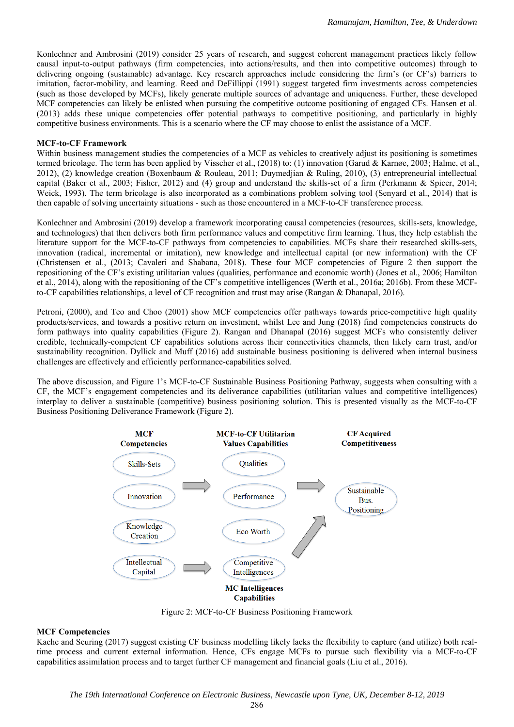Konlechner and Ambrosini (2019) consider 25 years of research, and suggest coherent management practices likely follow causal input-to-output pathways (firm competencies, into actions/results, and then into competitive outcomes) through to delivering ongoing (sustainable) advantage. Key research approaches include considering the firm's (or CF's) barriers to imitation, factor-mobility, and learning. Reed and DeFillippi (1991) suggest targeted firm investments across competencies (such as those developed by MCFs), likely generate multiple sources of advantage and uniqueness. Further, these developed MCF competencies can likely be enlisted when pursuing the competitive outcome positioning of engaged CFs. Hansen et al. (2013) adds these unique competencies offer potential pathways to competitive positioning, and particularly in highly competitive business environments. This is a scenario where the CF may choose to enlist the assistance of a MCF.

**MCF-to-CF Framework**

Within business management studies the competencies of a MCF as vehicles to creatively adjust its positioning is sometimes termed bricolage. The term has been applied by Visscher et al., (2018) to: (1) innovation (Garud & Karnøe, 2003; Halme, et al., 2012), (2) knowledge creation (Boxenbaum & Rouleau, 2011; Duymedjian & Ruling, 2010), (3) entrepreneurial intellectual capital (Baker et al., 2003; Fisher, 2012) and (4) group and understand the skills-set of a firm (Perkmann & Spicer, 2014; Weick, 1993). The term bricolage is also incorporated as a combinations problem solving tool (Senyard et al., 2014) that is then capable of solving uncertainty situations - such as those encountered in a MCF-to-CF transference process.

Konlechner and Ambrosini (2019) develop a framework incorporating causal competencies (resources, skills-sets, knowledge, and technologies) that then delivers both firm performance values and competitive firm learning. Thus, they help establish the literature support for the MCF-to-CF pathways from competencies to capabilities. MCFs share their researched skills-sets, innovation (radical, incremental or imitation), new knowledge and intellectual capital (or new information) with the CF (Christensen et al., (2013; Cavaleri and Shabana, 2018). These four MCF competencies of Figure 2 then support the repositioning of the CF's existing utilitarian values (qualities, performance and economic worth) (Jones et al., 2006; Hamilton et al., 2014), along with the repositioning of the CF's competitive intelligences (Werth et al., 2016a; 2016b). From these MCF-to-CF capabilities relationships, a level of CF recognition and trust may arise (Rangan & Dhanapal, 2016).

Petroni, (2000), and Teo and Choo (2001) show MCF competencies offer pathways towards price-competitive high quality products/services, and towards a positive return on investment, whilst Lee and Jung (2018) find competencies constructs do form pathways into quality capabilities (Figure 2). Rangan and Dhanapal (2016) suggest MCFs who consistently deliver credible, technically-competent CF capabilities solutions across their connectivities channels, then likely earn trust, and/or sustainability recognition. Dyllick and Muff (2016) add sustainable business positioning is delivered when internal business challenges are effectively and efficiently performance-capabilities solved.

The above discussion, and Figure 1's MCF-to-CF Sustainable Business Positioning Pathway, suggests when consulting with a CF, the MCF's engagement competencies and its deliverance capabilities (utilitarian values and competitive intelligences) interplay to deliver a sustainable (competitive) business positioning solution. This is presented visually as the MCF-to-CF Business Positioning Deliverance Framework (Figure 2).

Figure 2: MCF-to-CF Business Positioning Framework

**MCF Competencies**

Kache and Seuring (2017) suggest existing CF business modelling likely lacks the flexibility to capture (and utilize) both real-time process and current external information. Hence, CFs engage MCFs to pursue such flexibility via a MCF-to-CF capabilities assimilation process and to target further CF management and financial goals (Liu et al., 2016).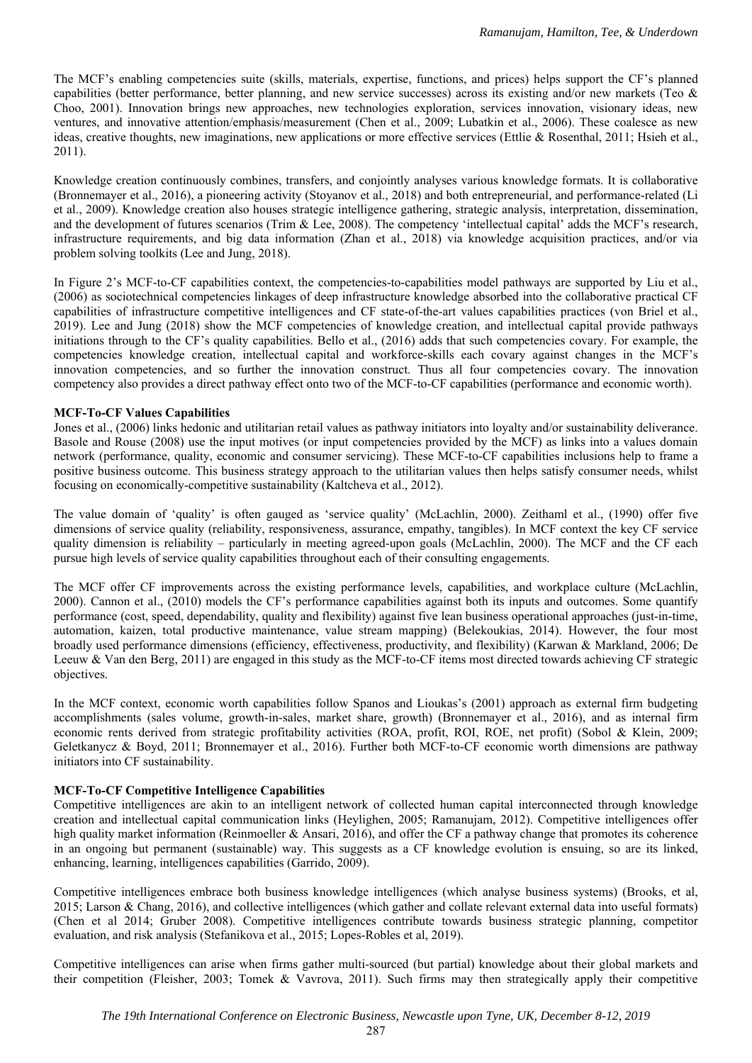The MCF's enabling competencies suite (skills, materials, expertise, functions, and prices) helps support the CF's planned capabilities (better performance, better planning, and new service successes) across its existing and/or new markets (Teo & Choo, 2001). Innovation brings new approaches, new technologies exploration, services innovation, visionary ideas, new ventures, and innovative attention/emphasis/measurement (Chen et al., 2009; Lubatkin et al., 2006). These coalesce as new ideas, creative thoughts, new imaginations, new applications or more effective services (Ettlie & Rosenthal, 2011; Hsieh et al., 2011).

Knowledge creation continuously combines, transfers, and conjointly analyses various knowledge formats. It is collaborative (Bronnemayer et al., 2016), a pioneering activity (Stoyanov et al., 2018) and both entrepreneurial, and performance-related (Li et al., 2009). Knowledge creation also houses strategic intelligence gathering, strategic analysis, interpretation, dissemination, and the development of futures scenarios (Trim & Lee, 2008). The competency 'intellectual capital' adds the MCF's research, infrastructure requirements, and big data information (Zhan et al., 2018) via knowledge acquisition practices, and/or via problem solving toolkits (Lee and Jung, 2018).

In Figure 2's MCF-to-CF capabilities context, the competencies-to-capabilities model pathways are supported by Liu et al., (2006) as sociotechnical competencies linkages of deep infrastructure knowledge absorbed into the collaborative practical CF capabilities of infrastructure competitive intelligences and CF state-of-the-art values capabilities practices (von Briel et al., 2019). Lee and Jung (2018) show the MCF competencies of knowledge creation, and intellectual capital provide pathways initiations through to the CF's quality capabilities. Bello et al., (2016) adds that such competencies covary. For example, the competencies knowledge creation, intellectual capital and workforce-skills each covary against changes in the MCF's innovation competencies, and so further the innovation construct. Thus all four competencies covary. The innovation competency also provides a direct pathway effect onto two of the MCF-to-CF capabilities (performance and economic worth).

**MCF-To-CF Values Capabilities**

Jones et al., (2006) links hedonic and utilitarian retail values as pathway initiators into loyalty and/or sustainability deliverance. Basole and Rouse (2008) use the input motives (or input competencies provided by the MCF) as links into a values domain network (performance, quality, economic and consumer servicing). These MCF-to-CF capabilities inclusions help to frame a positive business outcome. This business strategy approach to the utilitarian values then helps satisfy consumer needs, whilst focusing on economically-competitive sustainability (Kaltcheva et al., 2012).

The value domain of 'quality' is often gauged as 'service quality' (McLachlin, 2000). Zeithaml et al., (1990) offer five dimensions of service quality (reliability, responsiveness, assurance, empathy, tangibles). In MCF context the key CF service quality dimension is reliability – particularly in meeting agreed-upon goals (McLachlin, 2000). The MCF and the CF each pursue high levels of service quality capabilities throughout each of their consulting engagements.

The MCF offer CF improvements across the existing performance levels, capabilities, and workplace culture (McLachlin, 2000). Cannon et al., (2010) models the CF's performance capabilities against both its inputs and outcomes. Some quantify performance (cost, speed, dependability, quality and flexibility) against five lean business operational approaches (just-in-time, automation, kaizen, total productive maintenance, value stream mapping) (Belekoukias, 2014). However, the four most broadly used performance dimensions (efficiency, effectiveness, productivity, and flexibility) (Karwan & Markland, 2006; De Leeuw & Van den Berg, 2011) are engaged in this study as the MCF-to-CF items most directed towards achieving CF strategic objectives.

In the MCF context, economic worth capabilities follow Spanos and Lioukas's (2001) approach as external firm budgeting accomplishments (sales volume, growth-in-sales, market share, growth) (Bronnemayer et al., 2016), and as internal firm economic rents derived from strategic profitability activities (ROA, profit, ROI, ROE, net profit) (Sobol & Klein, 2009; Geletkanycz & Boyd, 2011; Bronnemayer et al., 2016). Further both MCF-to-CF economic worth dimensions are pathway initiators into CF sustainability.

**MCF-To-CF Competitive Intelligence Capabilities**

Competitive intelligences are akin to an intelligent network of collected human capital interconnected through knowledge creation and intellectual capital communication links (Heylighen, 2005; Ramanujam, 2012). Competitive intelligences offer high quality market information (Reinmoeller & Ansari, 2016), and offer the CF a pathway change that promotes its coherence in an ongoing but permanent (sustainable) way. This suggests as a CF knowledge evolution is ensuing, so are its linked, enhancing, learning, intelligences capabilities (Garrido, 2009).

Competitive intelligences embrace both business knowledge intelligences (which analyse business systems) (Brooks, et al, 2015; Larson & Chang, 2016), and collective intelligences (which gather and collate relevant external data into useful formats) (Chen et al 2014; Gruber 2008). Competitive intelligences contribute towards business strategic planning, competitor evaluation, and risk analysis (Stefanikova et al., 2015; Lopes-Robles et al, 2019).

Competitive intelligences can arise when firms gather multi-sourced (but partial) knowledge about their global markets and their competition (Fleisher, 2003; Tomek & Vavrova, 2011). Such firms may then strategically apply their competitive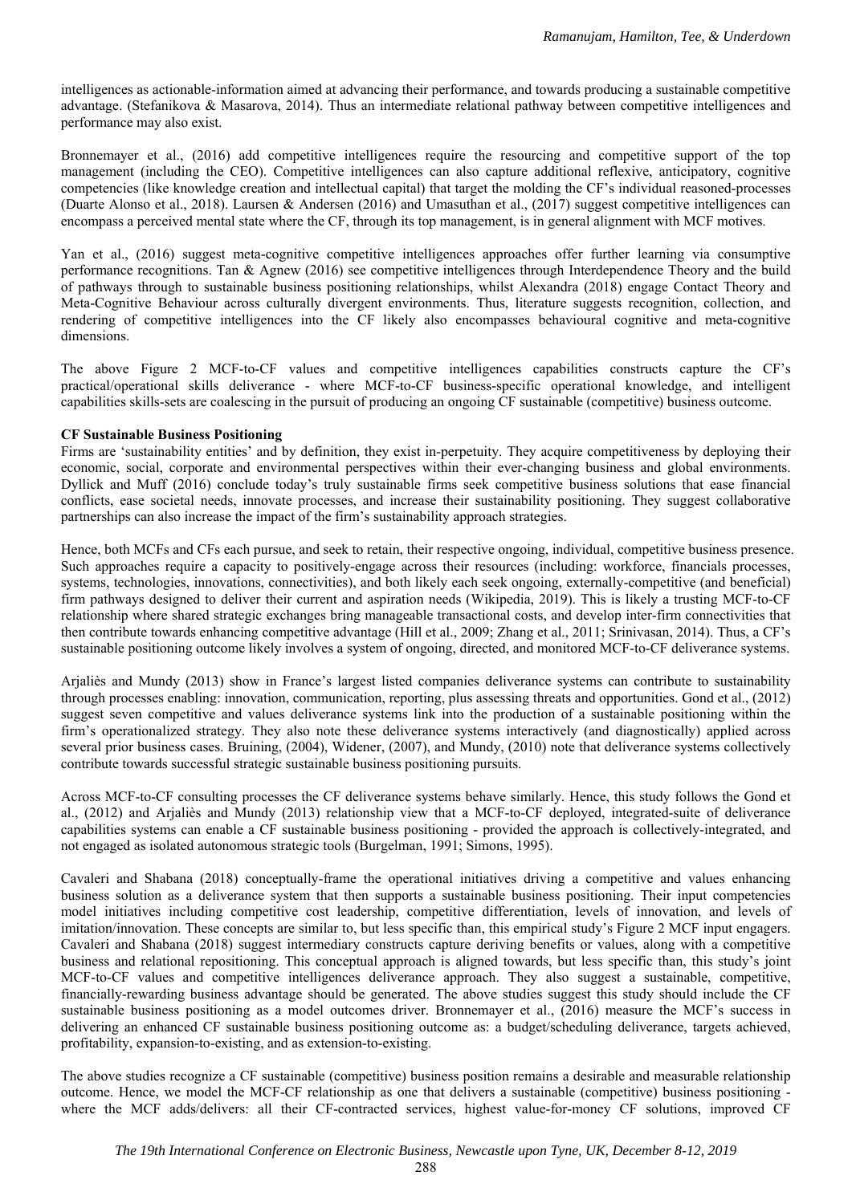intelligences as actionable-information aimed at advancing their performance, and towards producing a sustainable competitive advantage. (Stefanikova & Masarova, 2014). Thus an intermediate relational pathway between competitive intelligences and performance may also exist.

Bronnemayer et al., (2016) add competitive intelligences require the resourcing and competitive support of the top management (including the CEO). Competitive intelligences can also capture additional reflexive, anticipatory, cognitive competencies (like knowledge creation and intellectual capital) that target the molding the CF's individual reasoned-processes (Duarte Alonso et al., 2018). Laursen & Andersen (2016) and Umasuthan et al., (2017) suggest competitive intelligences can encompass a perceived mental state where the CF, through its top management, is in general alignment with MCF motives.

Yan et al., (2016) suggest meta-cognitive competitive intelligences approaches offer further learning via consumptive performance recognitions. Tan & Agnew (2016) see competitive intelligences through Interdependence Theory and the build of pathways through to sustainable business positioning relationships, whilst Alexandra (2018) engage Contact Theory and Meta-Cognitive Behaviour across culturally divergent environments. Thus, literature suggests recognition, collection, and rendering of competitive intelligences into the CF likely also encompasses behavioural cognitive and meta-cognitive dimensions.

The above Figure 2 MCF-to-CF values and competitive intelligences capabilities constructs capture the CF's practical/operational skills deliverance - where MCF-to-CF business-specific operational knowledge, and intelligent capabilities skills-sets are coalescing in the pursuit of producing an ongoing CF sustainable (competitive) business outcome.

**CF Sustainable Business Positioning**

Firms are 'sustainability entities' and by definition, they exist in-perpetuity. They acquire competitiveness by deploying their economic, social, corporate and environmental perspectives within their ever-changing business and global environments. Dyllick and Muff (2016) conclude today's truly sustainable firms seek competitive business solutions that ease financial conflicts, ease societal needs, innovate processes, and increase their sustainability positioning. They suggest collaborative partnerships can also increase the impact of the firm's sustainability approach strategies.

Hence, both MCFs and CFs each pursue, and seek to retain, their respective ongoing, individual, competitive business presence. Such approaches require a capacity to positively-engage across their resources (including: workforce, financials processes, systems, technologies, innovations, connectivities), and both likely each seek ongoing, externally-competitive (and beneficial) firm pathways designed to deliver their current and aspiration needs (Wikipedia, 2019). This is likely a trusting MCF-to-CF relationship where shared strategic exchanges bring manageable transactional costs, and develop inter-firm connectivities that then contribute towards enhancing competitive advantage (Hill et al., 2009; Zhang et al., 2011; Srinivasan, 2014). Thus, a CF's sustainable positioning outcome likely involves a system of ongoing, directed, and monitored MCF-to-CF deliverance systems.

Arjaliès and Mundy (2013) show in France's largest listed companies deliverance systems can contribute to sustainability through processes enabling: innovation, communication, reporting, plus assessing threats and opportunities. Gond et al., (2012) suggest seven competitive and values deliverance systems link into the production of a sustainable positioning within the firm's operationalized strategy. They also note these deliverance systems interactively (and diagnostically) applied across several prior business cases. Bruining, (2004), Widener, (2007), and Mundy, (2010) note that deliverance systems collectively contribute towards successful strategic sustainable business positioning pursuits.

Across MCF-to-CF consulting processes the CF deliverance systems behave similarly. Hence, this study follows the Gond et al., (2012) and Arjaliès and Mundy (2013) relationship view that a MCF-to-CF deployed, integrated-suite of deliverance capabilities systems can enable a CF sustainable business positioning - provided the approach is collectively-integrated, and not engaged as isolated autonomous strategic tools (Burgelman, 1991; Simons, 1995).

Cavaleri and Shabana (2018) conceptually-frame the operational initiatives driving a competitive and values enhancing business solution as a deliverance system that then supports a sustainable business positioning. Their input competencies model initiatives including competitive cost leadership, competitive differentiation, levels of innovation, and levels of imitation/innovation. These concepts are similar to, but less specific than, this empirical study's Figure 2 MCF input engagers. Cavaleri and Shabana (2018) suggest intermediary constructs capture deriving benefits or values, along with a competitive business and relational repositioning. This conceptual approach is aligned towards, but less specific than, this study's joint MCF-to-CF values and competitive intelligences deliverance approach. They also suggest a sustainable, competitive, financially-rewarding business advantage should be generated. The above studies suggest this study should include the CF sustainable business positioning as a model outcomes driver. Bronnemayer et al., (2016) measure the MCF's success in delivering an enhanced CF sustainable business positioning outcome as: a budget/scheduling deliverance, targets achieved, profitability, expansion-to-existing, and as extension-to-existing.

The above studies recognize a CF sustainable (competitive) business position remains a desirable and measurable relationship outcome. Hence, we model the MCF-CF relationship as one that delivers a sustainable (competitive) business positioning - where the MCF adds/delivers: all their CF-contracted services, highest value-for-money CF solutions, improved CF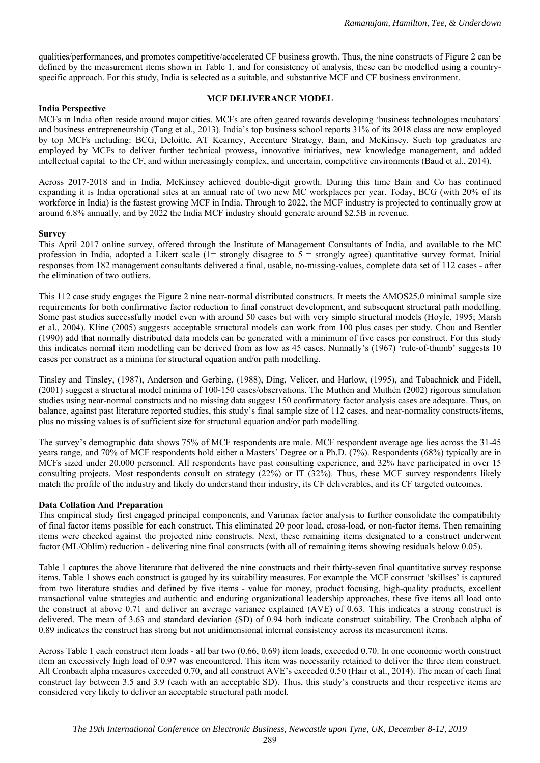qualities/performances, and promotes competitive/accelerated CF business growth. Thus, the nine constructs of Figure 2 can be defined by the measurement items shown in Table 1, and for consistency of analysis, these can be modelled using a country-specific approach. For this study, India is selected as a suitable, and substantive MCF and CF business environment.

## MCF DELIVERANCE MODEL

### India Perspective

MCFs in India often reside around major cities. MCFs are often geared towards developing 'business technologies incubators' and business entrepreneurship (Tang et al., 2013). India's top business school reports 31% of its 2018 class are now employed by top MCFs including: BCG, Deloitte, AT Kearney, Accenture Strategy, Bain, and McKinsey. Such top graduates are employed by MCFs to deliver further technical prowess, innovative initiatives, new knowledge management, and added intellectual capital to the CF, and within increasingly complex, and uncertain, competitive environments (Baud et al., 2014).

Across 2017-2018 and in India, McKinsey achieved double-digit growth. During this time Bain and Co has continued expanding it is India operational sites at an annual rate of two new MC workplaces per year. Today, BCG (with 20% of its workforce in India) is the fastest growing MCF in India. Through to 2022, the MCF industry is projected to continually grow at around 6.8% annually, and by 2022 the India MCF industry should generate around \$2.5B in revenue.

### Survey

This April 2017 online survey, offered through the Institute of Management Consultants of India, and available to the MC profession in India, adopted a Likert scale (1= strongly disagree to 5 = strongly agree) quantitative survey format. Initial responses from 182 management consultants delivered a final, usable, no-missing-values, complete data set of 112 cases - after the elimination of two outliers.

This 112 case study engages the Figure 2 nine near-normal distributed constructs. It meets the AMOS25.0 minimal sample size requirements for both confirmative factor reduction to final construct development, and subsequent structural path modelling. Some past studies successfully model even with around 50 cases but with very simple structural models (Hoyle, 1995; Marsh et al., 2004). Kline (2005) suggests acceptable structural models can work from 100 plus cases per study. Chou and Bentler (1990) add that normally distributed data models can be generated with a minimum of five cases per construct. For this study this indicates normal item modelling can be derived from as low as 45 cases. Nunnally's (1967) 'rule-of-thumb' suggests 10 cases per construct as a minima for structural equation and/or path modelling.

Tinsley and Tinsley, (1987), Anderson and Gerbing, (1988), Ding, Velicer, and Harlow, (1995), and Tabachnick and Fidell, (2001) suggest a structural model minima of 100-150 cases/observations. The Muthén and Muthén (2002) rigorous simulation studies using near-normal constructs and no missing data suggest 150 confirmatory factor analysis cases are adequate. Thus, on balance, against past literature reported studies, this study's final sample size of 112 cases, and near-normality constructs/items, plus no missing values is of sufficient size for structural equation and/or path modelling.

The survey's demographic data shows 75% of MCF respondents are male. MCF respondent average age lies across the 31-45 years range, and 70% of MCF respondents hold either a Masters' Degree or a Ph.D. (7%). Respondents (68%) typically are in MCFs sized under 20,000 personnel. All respondents have past consulting experience, and 32% have participated in over 15 consulting projects. Most respondents consult on strategy (22%) or IT (32%). Thus, these MCF survey respondents likely match the profile of the industry and likely do understand their industry, its CF deliverables, and its CF targeted outcomes.

### Data Collation And Preparation

This empirical study first engaged principal components, and Varimax factor analysis to further consolidate the compatibility of final factor items possible for each construct. This eliminated 20 poor load, cross-load, or non-factor items. Then remaining items were checked against the projected nine constructs. Next, these remaining items designated to a construct underwent factor (ML/Oblim) reduction - delivering nine final constructs (with all of remaining items showing residuals below 0.05).

Table 1 captures the above literature that delivered the nine constructs and their thirty-seven final quantitative survey response items. Table 1 shows each construct is gauged by its suitability measures. For example the MCF construct 'skillses' is captured from two literature studies and defined by five items - value for money, product focusing, high-quality products, excellent transactional value strategies and authentic and enduring organizational leadership approaches, these five items all load onto the construct at above 0.71 and deliver an average variance explained (AVE) of 0.63. This indicates a strong construct is delivered. The mean of 3.63 and standard deviation (SD) of 0.94 both indicate construct suitability. The Cronbach alpha of 0.89 indicates the construct has strong but not unidimensional internal consistency across its measurement items.

Across Table 1 each construct item loads - all bar two (0.66, 0.69) item loads, exceeded 0.70. In one economic worth construct item an excessively high load of 0.97 was encountered. This item was necessarily retained to deliver the three item construct. All Cronbach alpha measures exceeded 0.70, and all construct AVE's exceeded 0.50 (Hair et al., 2014). The mean of each final construct lay between 3.5 and 3.9 (each with an acceptable SD). Thus, this study's constructs and their respective items are considered very likely to deliver an acceptable structural path model.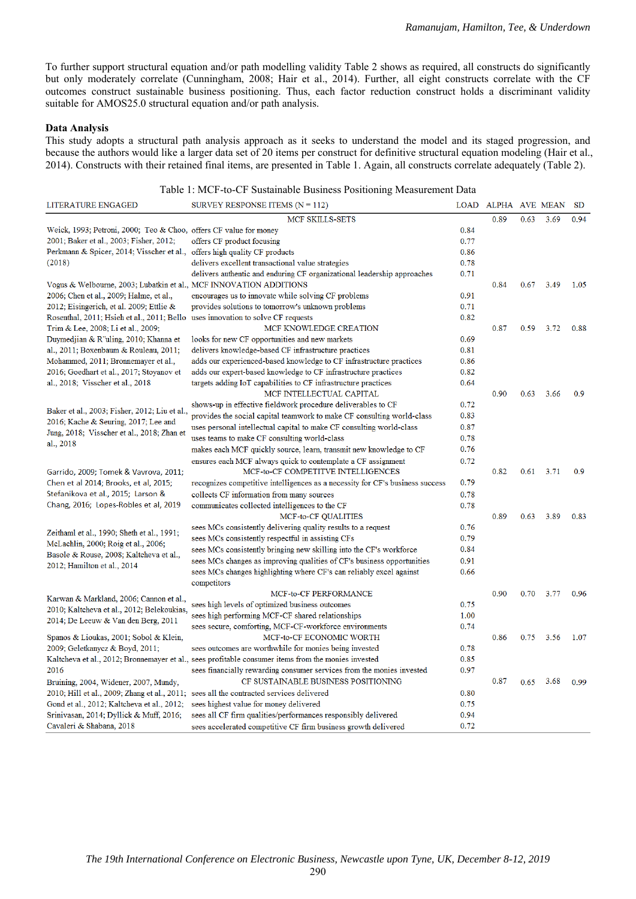To further support structural equation and/or path modelling validity Table 2 shows as required, all constructs do significantly but only moderately correlate (Cunningham, 2008; Hair et al., 2014). Further, all eight constructs correlate with the CF outcomes construct sustainable business positioning. Thus, each factor reduction construct holds a discriminant validity suitable for AMOS25.0 structural equation and/or path analysis.

**Data Analysis**

This study adopts a structural path analysis approach as it seeks to understand the model and its staged progression, and because the authors would like a larger data set of 20 items per construct for definitive structural equation modeling (Hair et al., 2014). Constructs with their retained final items, are presented in Table 1. Again, all constructs correlate adequately (Table 2).

Table 1: MCF-to-CF Sustainable Business Positioning Measurement Data

| LITERATURE ENGAGED | SURVEY RESPONSE ITEMS (N = 112) | LOAD | ALPHA | AVE | MEAN | SD |
|---|---|---|---|---|---|---|
| Weick, 1993; Petroni, 2000; Teo & Choo, 2001; Baker et al., 2003; Fisher, 2012; Perkmann & Spicer, 2014; Visscher et al., (2018) | MCF SKILLS-SETS | | 0.89 | 0.63 | 3.69 | 0.94 |
| | offers CF value for money | 0.84 | | | | |
| | offers CF product focusing | 0.77 | | | | |
| | offers high quality CF products | 0.86 | | | | |
| | delivers excellent transactional value strategies | 0.78 | | | | |
| | delivers authentic and enduring CF organizational leadership approaches | 0.71 | | | | |
| Vogus & Welbourne, 2003; Lubatkin et al., 2006; Chen et al., 2009; Halme, et al., 2012; Eisingerich, et al. 2009; Ettlie & Rosenthal, 2011; Hsieh et al., 2011; Bello Trim & Lee, 2008; Li et al., 2009; Duymedjian & R"uling, 2010; Khanna et al., 2011; Boxenbaum & Rouleau, 2011; Mohammed, 2011; Bronnemayer et al., 2016; Goedhart et al., 2017; Stoyanov et al., 2018; Visscher et al., 2018 | MCF INNOVATION ADDITIONS | | 0.84 | 0.67 | 3.49 | 1.05 |
| | encourages us to innovate while solving CF problems | 0.91 | | | | |
| | provides solutions to tomorrow's unknown problems | 0.71 | | | | |
| | uses innovation to solve CF requests | 0.82 | | | | |
| | MCF KNOWLEDGE CREATION | | 0.87 | 0.59 | 3.72 | 0.88 |
| | looks for new CF opportunities and new markets | 0.69 | | | | |
| | delivers knowledge-based CF infrastructure practices | 0.81 | | | | |
| | adds our experienced-based knowledge to CF infrastructure practices | 0.86 | | | | |
| | adds our expert-based knowledge to CF infrastructure practices | 0.82 | | | | |
| | targets adding IoT capabilities to CF infrastructure practices | 0.64 | | | | |
| Baker et al., 2003; Fisher, 2012; Liu et al., 2016; Kache & Seuring, 2017; Lee and Jung, 2018; Visscher et al., 2018; Zhan et al., 2018 | MCF INTELLECTUAL CAPITAL | | 0.90 | 0.63 | 3.66 | 0.9 |
| | shows-up in effective fieldwork procedure deliverables to CF | 0.72 | | | | |
| | provides the social capital teamwork to make CF consulting world-class | 0.83 | | | | |
| | uses personal intellectual capital to make CF consulting world-class | 0.87 | | | | |
| | uses teams to make CF consulting world-class | 0.78 | | | | |
| | makes each MCF quickly source, learn, transmit new knowledge to CF | 0.76 | | | | |
| | ensures each MCF always quick to contemplate a CF assignment | 0.72 | | | | |
| Garrido, 2009; Tomek & Vavrova, 2011; Chen et al 2014; Brooks, et al, 2015; Stefanikova et al., 2015; Larson & Chang, 2016; Lopes-Robles et al, 2019 | MCF-to-CF COMPETITVE INTELLIGENCES | | 0.82 | 0.61 | 3.71 | 0.9 |
| | recognizes competitive intelligences as a necessity for CF's business success | 0.79 | | | | |
| | collects CF information from many sources | 0.78 | | | | |
| | communicates collected intelligences to the CF | 0.78 | | | | |
| Zeithaml et al., 1990; Sheth et al., 1991; McLachlin, 2000; Roig et al., 2006; Basole & Rouse, 2008; Kaltcheva et al., 2012; Hamilton et al., 2014 | MCF-to-CF QUALITIES | | 0.89 | 0.63 | 3.89 | 0.83 |
| | sees MCs consistently delivering quality results to a request | 0.76 | | | | |
| | sees MCs consistently respectful in assisting CFs | 0.79 | | | | |
| | sees MCs consistently bringing new skilling into the CF's workforce | 0.84 | | | | |
| | sees MCs changes as improving qualities of CF's business opportunities | 0.91 | | | | |
| | sees MCs changes highlighting where CF's can reliably excel against competitors | 0.66 | | | | |
| Karwan & Markland, 2006; Cannon et al., 2010; Kaltcheva et al., 2012; Belekoukias, 2014; De Leeuw & Van den Berg, 2011 | MCF-to-CF PERFORMANCE | | 0.90 | 0.70 | 3.77 | 0.96 |
| | sees high levels of optimized business outcomes | 0.75 | | | | |
| | sees high performing MCF-CF shared relationships | 1.00 | | | | |
| | sees secure, comforting, MCF-CF-workforce environments | 0.74 | | | | |
| Spanos & Lioukas, 2001; Sobol & Klein, 2009; Geletkanycz & Boyd, 2011; Kaltcheva et al., 2012; Bronnemayer et al., 2016 | MCF-to-CF ECONOMIC WORTH | | 0.86 | 0.75 | 3.56 | 1.07 |
| | sees outcomes are worthwhile for monies being invested | 0.78 | | | | |
| | sees profitable consumer items from the monies invested | 0.85 | | | | |
| | sees financially rewarding consumer services from the monies invested | 0.97 | | | | |
| Bruining, 2004, Widener, 2007, Mundy, 2010; Hill et al., 2009; Zhang et al., 2011; Gond et al., 2012; Kaltcheva et al., 2012; Srinivasan, 2014; Dyllick & Muff, 2016; Cavaleri & Shabana, 2018 | CF SUSTAINABLE BUSINESS POSITIONING | | 0.87 | 0.65 | 3.68 | 0.99 |
| | sees all the contracted services delivered | 0.80 | | | | |
| | sees highest value for money delivered | 0.75 | | | | |
| | sees all CF firm qualities/performances responsibly delivered | 0.94 | | | | |
| | sees accelerated competitive CF firm business growth delivered | 0.72 | | | | |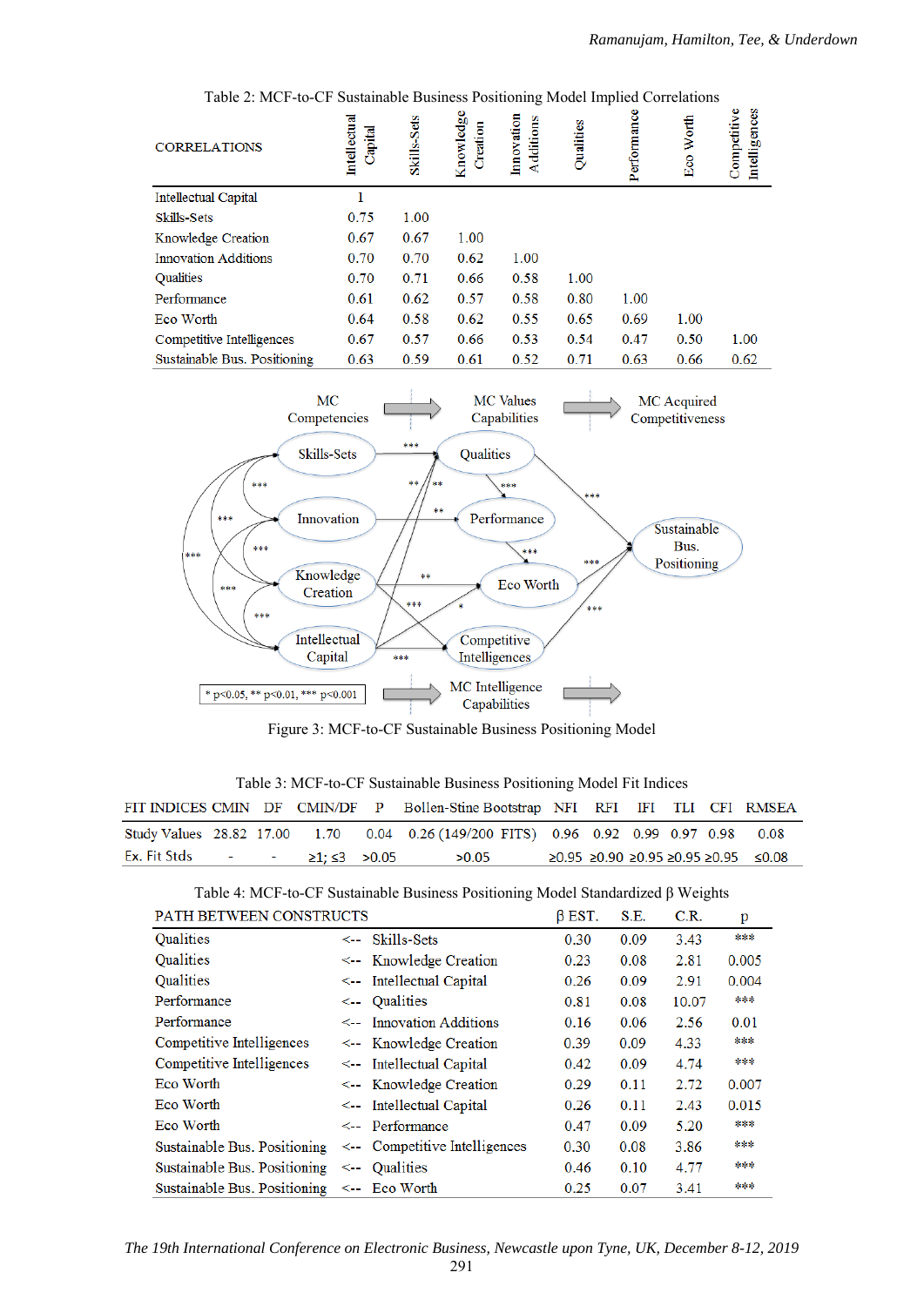Table 2: MCF-to-CF Sustainable Business Positioning Model Implied Correlations

| CORRELATIONS | Intellectual Capital | Skills-Sets | Knowledge Creation | Innovation Additions | Qualities | Performance | Eco Worth | Competitive Intelligences |
|---|---|---|---|---|---|---|---|---|
| Intellectual Capital | 1 | | | | | | | |
| Skills-Sets | 0.75 | 1.00 | | | | | | |
| Knowledge Creation | 0.67 | 0.67 | 1.00 | | | | | |
| Innovation Additions | 0.70 | 0.70 | 0.62 | 1.00 | | | | |
| Qualities | 0.70 | 0.71 | 0.66 | 0.58 | 1.00 | | | |
| Performance | 0.61 | 0.62 | 0.57 | 0.58 | 0.80 | 1.00 | | |
| Eco Worth | 0.64 | 0.58 | 0.62 | 0.55 | 0.65 | 0.69 | 1.00 | |
| Competitive Intelligences | 0.67 | 0.57 | 0.66 | 0.53 | 0.54 | 0.47 | 0.50 | 1.00 |
| Sustainable Bus. Positioning | 0.63 | 0.59 | 0.61 | 0.52 | 0.71 | 0.63 | 0.66 | 0.62 |

Figure 3: MCF-to-CF Sustainable Business Positioning Model

Table 3: MCF-to-CF Sustainable Business Positioning Model Fit Indices

| FIT INDICES | CMIN | DF | CMIN/DF | P | Bollen-Stine Bootstrap | NFI | RFI | IFI | TLI | CFI | RMSEA |
|---|---|---|---|---|---|---|---|---|---|---|---|
| Study Values | 28.82 | 17.00 | 1.70 | 0.04 | 0.26 (149/200 FITS) | 0.96 | 0.92 | 0.99 | 0.97 | 0.98 | 0.08 |
| Ex. Fit Stds | - | - | ≥1; ≤3 | >0.05 | >0.05 | ≥0.95 | ≥0.90 | ≥0.95 | ≥0.95 | ≥0.95 | ≤0.08 |

Table 4: MCF-to-CF Sustainable Business Positioning Model Standardized β Weights

| PATH BETWEEN CONSTRUCTS | | | β EST. | S.E. | C.R. | p |
|---|---|---|---|---|---|---|
| Qualities | <-- | Skills-Sets | 0.30 | 0.09 | 3.43 | *** |
| Qualities | <-- | Knowledge Creation | 0.23 | 0.08 | 2.81 | 0.005 |
| Qualities | <-- | Intellectual Capital | 0.26 | 0.09 | 2.91 | 0.004 |
| Performance | <-- | Qualities | 0.81 | 0.08 | 10.07 | *** |
| Performance | <-- | Innovation Additions | 0.16 | 0.06 | 2.56 | 0.01 |
| Competitive Intelligences | <-- | Knowledge Creation | 0.39 | 0.09 | 4.33 | *** |
| Competitive Intelligences | <-- | Intellectual Capital | 0.42 | 0.09 | 4.74 | *** |
| Eco Worth | <-- | Knowledge Creation | 0.29 | 0.11 | 2.72 | 0.007 |
| Eco Worth | <-- | Intellectual Capital | 0.26 | 0.11 | 2.43 | 0.015 |
| Eco Worth | <-- | Performance | 0.47 | 0.09 | 5.20 | *** |
| Sustainable Bus. Positioning | <-- | Competitive Intelligences | 0.30 | 0.08 | 3.86 | *** |
| Sustainable Bus. Positioning | <-- | Qualities | 0.46 | 0.10 | 4.77 | *** |
| Sustainable Bus. Positioning | <-- | Eco Worth | 0.25 | 0.07 | 3.41 | *** |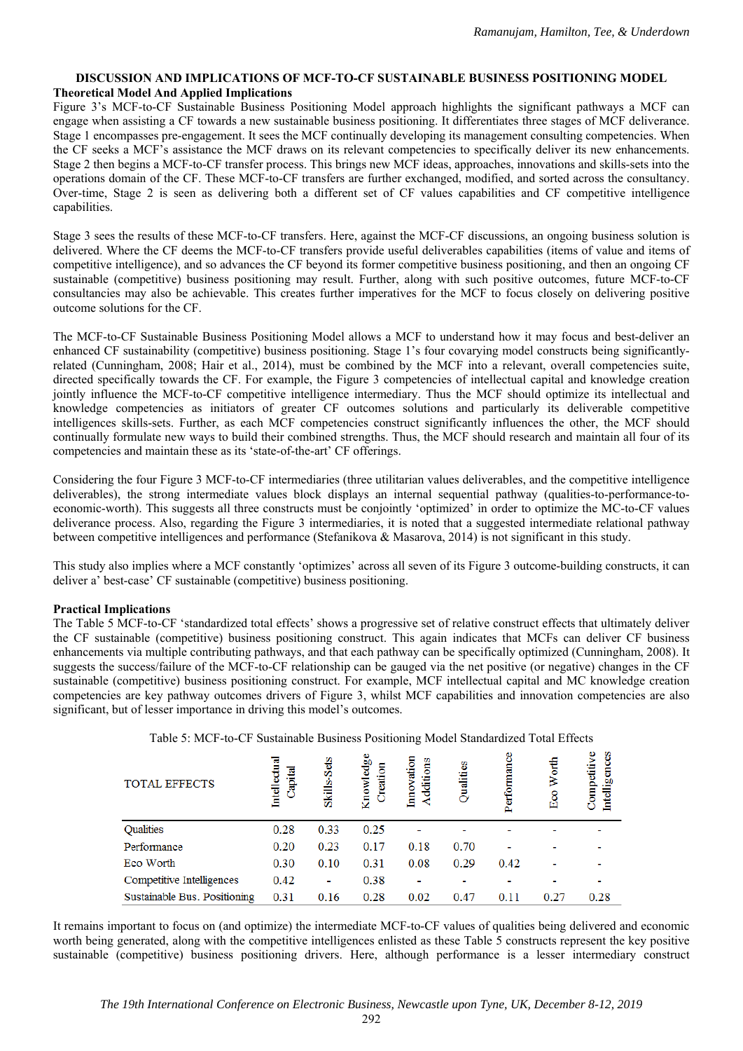## DISCUSSION AND IMPLICATIONS OF MCF-TO-CF SUSTAINABLE BUSINESS POSITIONING MODEL

### Theoretical Model And Applied Implications

Figure 3's MCF-to-CF Sustainable Business Positioning Model approach highlights the significant pathways a MCF can engage when assisting a CF towards a new sustainable business positioning. It differentiates three stages of MCF deliverance. Stage 1 encompasses pre-engagement. It sees the MCF continually developing its management consulting competencies. When the CF seeks a MCF's assistance the MCF draws on its relevant competencies to specifically deliver its new enhancements. Stage 2 then begins a MCF-to-CF transfer process. This brings new MCF ideas, approaches, innovations and skills-sets into the operations domain of the CF. These MCF-to-CF transfers are further exchanged, modified, and sorted across the consultancy. Over-time, Stage 2 is seen as delivering both a different set of CF values capabilities and CF competitive intelligence capabilities.

Stage 3 sees the results of these MCF-to-CF transfers. Here, against the MCF-CF discussions, an ongoing business solution is delivered. Where the CF deems the MCF-to-CF transfers provide useful deliverables capabilities (items of value and items of competitive intelligence), and so advances the CF beyond its former competitive business positioning, and then an ongoing CF sustainable (competitive) business positioning may result. Further, along with such positive outcomes, future MCF-to-CF consultancies may also be achievable. This creates further imperatives for the MCF to focus closely on delivering positive outcome solutions for the CF.

The MCF-to-CF Sustainable Business Positioning Model allows a MCF to understand how it may focus and best-deliver an enhanced CF sustainability (competitive) business positioning. Stage 1's four covarying model constructs being significantly-related (Cunningham, 2008; Hair et al., 2014), must be combined by the MCF into a relevant, overall competencies suite, directed specifically towards the CF. For example, the Figure 3 competencies of intellectual capital and knowledge creation jointly influence the MCF-to-CF competitive intelligence intermediary. Thus the MCF should optimize its intellectual and knowledge competencies as initiators of greater CF outcomes solutions and particularly its deliverable competitive intelligences skills-sets. Further, as each MCF competencies construct significantly influences the other, the MCF should continually formulate new ways to build their combined strengths. Thus, the MCF should research and maintain all four of its competencies and maintain these as its 'state-of-the-art' CF offerings.

Considering the four Figure 3 MCF-to-CF intermediaries (three utilitarian values deliverables, and the competitive intelligence deliverables), the strong intermediate values block displays an internal sequential pathway (qualities-to-performance-to-economic-worth). This suggests all three constructs must be conjointly 'optimized' in order to optimize the MC-to-CF values deliverance process. Also, regarding the Figure 3 intermediaries, it is noted that a suggested intermediate relational pathway between competitive intelligences and performance (Stefanikova & Masarova, 2014) is not significant in this study.

This study also implies where a MCF constantly 'optimizes' across all seven of its Figure 3 outcome-building constructs, it can deliver a' best-case' CF sustainable (competitive) business positioning.

### Practical Implications

The Table 5 MCF-to-CF 'standardized total effects' shows a progressive set of relative construct effects that ultimately deliver the CF sustainable (competitive) business positioning construct. This again indicates that MCFs can deliver CF business enhancements via multiple contributing pathways, and that each pathway can be specifically optimized (Cunningham, 2008). It suggests the success/failure of the MCF-to-CF relationship can be gauged via the net positive (or negative) changes in the CF sustainable (competitive) business positioning construct. For example, MCF intellectual capital and MC knowledge creation competencies are key pathway outcomes drivers of Figure 3, whilst MCF capabilities and innovation competencies are also significant, but of lesser importance in driving this model's outcomes.

Table 5: MCF-to-CF Sustainable Business Positioning Model Standardized Total Effects

| TOTAL EFFECTS | Intellectual Capital | Skills-Sets | Knowledge Creation | Innovation Additions | Qualities | Performance | Eco Worth | Competitive Intelligences |
|---|---|---|---|---|---|---|---|---|
| Qualities | 0.28 | 0.33 | 0.25 | - | - | - | - | - |
| Performance | 0.20 | 0.23 | 0.17 | 0.18 | 0.70 | - | - | - |
| Eco Worth | 0.30 | 0.10 | 0.31 | 0.08 | 0.29 | 0.42 | - | - |
| Competitive Intelligences | 0.42 | - | 0.38 | - | - | - | - | - |
| Sustainable Bus. Positioning | 0.31 | 0.16 | 0.28 | 0.02 | 0.47 | 0.11 | 0.27 | 0.28 |

It remains important to focus on (and optimize) the intermediate MCF-to-CF values of qualities being delivered and economic worth being generated, along with the competitive intelligences enlisted as these Table 5 constructs represent the key positive sustainable (competitive) business positioning drivers. Here, although performance is a lesser intermediary construct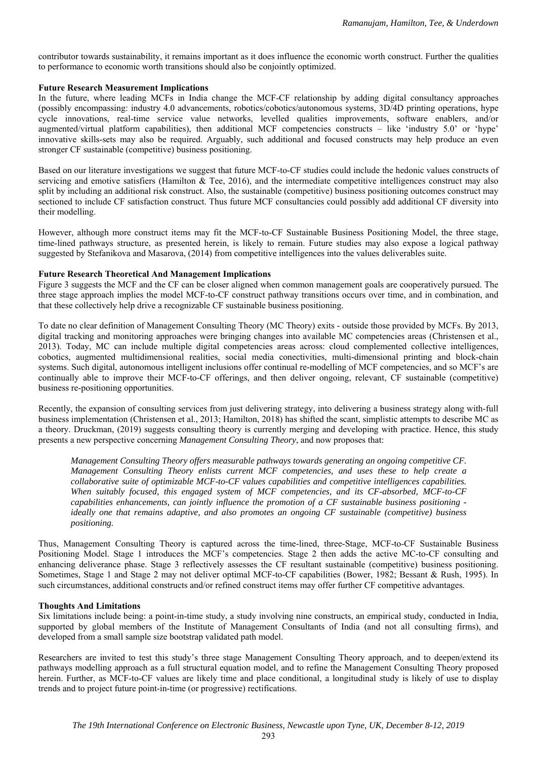contributor towards sustainability, it remains important as it does influence the economic worth construct. Further the qualities to performance to economic worth transitions should also be conjointly optimized.

**Future Research Measurement Implications**

In the future, where leading MCFs in India change the MCF-CF relationship by adding digital consultancy approaches (possibly encompassing: industry 4.0 advancements, robotics/cobotics/autonomous systems, 3D/4D printing operations, hype cycle innovations, real-time service value networks, levelled qualities improvements, software enablers, and/or augmented/virtual platform capabilities), then additional MCF competencies constructs – like 'industry 5.0' or 'hype' innovative skills-sets may also be required. Arguably, such additional and focused constructs may help produce an even stronger CF sustainable (competitive) business positioning.

Based on our literature investigations we suggest that future MCF-to-CF studies could include the hedonic values constructs of servicing and emotive satisfiers (Hamilton & Tee, 2016), and the intermediate competitive intelligences construct may also split by including an additional risk construct. Also, the sustainable (competitive) business positioning outcomes construct may sectioned to include CF satisfaction construct. Thus future MCF consultancies could possibly add additional CF diversity into their modelling.

However, although more construct items may fit the MCF-to-CF Sustainable Business Positioning Model, the three stage, time-lined pathways structure, as presented herein, is likely to remain. Future studies may also expose a logical pathway suggested by Stefanikova and Masarova, (2014) from competitive intelligences into the values deliverables suite.

**Future Research Theoretical And Management Implications**

Figure 3 suggests the MCF and the CF can be closer aligned when common management goals are cooperatively pursued. The three stage approach implies the model MCF-to-CF construct pathway transitions occurs over time, and in combination, and that these collectively help drive a recognizable CF sustainable business positioning.

To date no clear definition of Management Consulting Theory (MC Theory) exits - outside those provided by MCFs. By 2013, digital tracking and monitoring approaches were bringing changes into available MC competencies areas (Christensen et al., 2013). Today, MC can include multiple digital competencies areas across: cloud complemented collective intelligences, cobotics, augmented multidimensional realities, social media conectivities, multi-dimensional printing and block-chain systems. Such digital, autonomous intelligent inclusions offer continual re-modelling of MCF competencies, and so MCF's are continually able to improve their MCF-to-CF offerings, and then deliver ongoing, relevant, CF sustainable (competitive) business re-positioning opportunities.

Recently, the expansion of consulting services from just delivering strategy, into delivering a business strategy along with-full business implementation (Christensen et al., 2013; Hamilton, 2018) has shifted the scant, simplistic attempts to describe MC as a theory. Druckman, (2019) suggests consulting theory is currently merging and developing with practice. Hence, this study presents a new perspective concerning *Management Consulting Theory*, and now proposes that:

> *Management Consulting Theory offers measurable pathways towards generating an ongoing competitive CF. Management Consulting Theory enlists current MCF competencies, and uses these to help create a collaborative suite of optimizable MCF-to-CF values capabilities and competitive intelligences capabilities. When suitably focused, this engaged system of MCF competencies, and its CF-absorbed, MCF-to-CF capabilities enhancements, can jointly influence the promotion of a CF sustainable business positioning - ideally one that remains adaptive, and also promotes an ongoing CF sustainable (competitive) business positioning.*

Thus, Management Consulting Theory is captured across the time-lined, three-Stage, MCF-to-CF Sustainable Business Positioning Model. Stage 1 introduces the MCF's competencies. Stage 2 then adds the active MC-to-CF consulting and enhancing deliverance phase. Stage 3 reflectively assesses the CF resultant sustainable (competitive) business positioning. Sometimes, Stage 1 and Stage 2 may not deliver optimal MCF-to-CF capabilities (Bower, 1982; Bessant & Rush, 1995). In such circumstances, additional constructs and/or refined construct items may offer further CF competitive advantages.

**Thoughts And Limitations**

Six limitations include being: a point-in-time study, a study involving nine constructs, an empirical study, conducted in India, supported by global members of the Institute of Management Consultants of India (and not all consulting firms), and developed from a small sample size bootstrap validated path model.

Researchers are invited to test this study's three stage Management Consulting Theory approach, and to deepen/extend its pathways modelling approach as a full structural equation model, and to refine the Management Consulting Theory proposed herein. Further, as MCF-to-CF values are likely time and place conditional, a longitudinal study is likely of use to display trends and to project future point-in-time (or progressive) rectifications.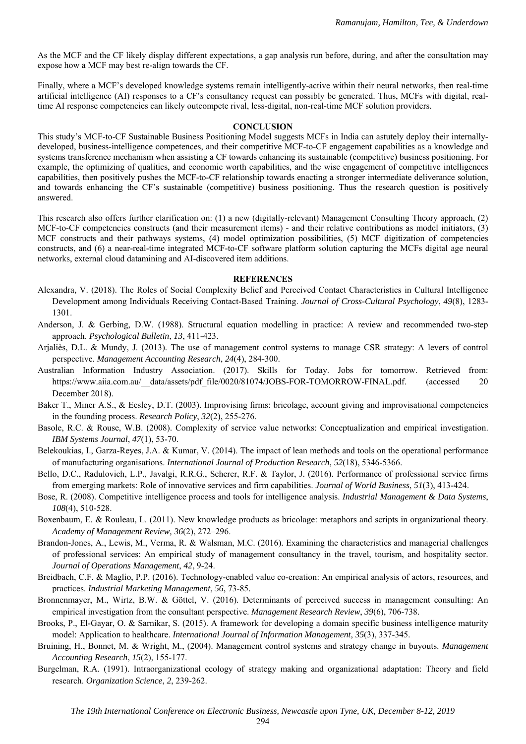As the MCF and the CF likely display different expectations, a gap analysis run before, during, and after the consultation may expose how a MCF may best re-align towards the CF.

Finally, where a MCF's developed knowledge systems remain intelligently-active within their neural networks, then real-time artificial intelligence (AI) responses to a CF's consultancy request can possibly be generated. Thus, MCFs with digital, real-time AI response competencies can likely outcompete rival, less-digital, non-real-time MCF solution providers.

## CONCLUSION

This study's MCF-to-CF Sustainable Business Positioning Model suggests MCFs in India can astutely deploy their internally-developed, business-intelligence competences, and their competitive MCF-to-CF engagement capabilities as a knowledge and systems transference mechanism when assisting a CF towards enhancing its sustainable (competitive) business positioning. For example, the optimizing of qualities, and economic worth capabilities, and the wise engagement of competitive intelligences capabilities, then positively pushes the MCF-to-CF relationship towards enacting a stronger intermediate deliverance solution, and towards enhancing the CF's sustainable (competitive) business positioning. Thus the research question is positively answered.

This research also offers further clarification on: (1) a new (digitally-relevant) Management Consulting Theory approach, (2) MCF-to-CF competencies constructs (and their measurement items) - and their relative contributions as model initiators, (3) MCF constructs and their pathways systems, (4) model optimization possibilities, (5) MCF digitization of competencies constructs, and (6) a near-real-time integrated MCF-to-CF software platform solution capturing the MCFs digital age neural networks, external cloud datamining and AI-discovered item additions.

## REFERENCES

Alexandra, V. (2018). The Roles of Social Complexity Belief and Perceived Contact Characteristics in Cultural Intelligence Development among Individuals Receiving Contact-Based Training. *Journal of Cross-Cultural Psychology*, *49*(8), 1283-1301.

Anderson, J. & Gerbing, D.W. (1988). Structural equation modelling in practice: A review and recommended two-step approach. *Psychological Bulletin*, *13*, 411-423.

Arjaliès, D.L. & Mundy, J. (2013). The use of management control systems to manage CSR strategy: A levers of control perspective. *Management Accounting Research*, *24*(4), 284-300.

Australian Information Industry Association. (2017). Skills for Today. Jobs for tomorrow. Retrieved from: https://www.aiia.com.au/__data/assets/pdf_file/0020/81074/JOBS-FOR-TOMORROW-FINAL.pdf. (accessed 20 December 2018).

Baker T., Miner A.S., & Eesley, D.T. (2003). Improvising firms: bricolage, account giving and improvisational competencies in the founding process. *Research Policy*, *32*(2), 255-276.

Basole, R.C. & Rouse, W.B. (2008). Complexity of service value networks: Conceptualization and empirical investigation. *IBM Systems Journal*, *47*(1), 53-70.

Belekoukias, I., Garza-Reyes, J.A. & Kumar, V. (2014). The impact of lean methods and tools on the operational performance of manufacturing organisations. *International Journal of Production Research*, *52*(18), 5346-5366.

Bello, D.C., Radulovich, L.P., Javalgi, R.R.G., Scherer, R.F. & Taylor, J. (2016). Performance of professional service firms from emerging markets: Role of innovative services and firm capabilities. *Journal of World Business*, *51*(3), 413-424.

Bose, R. (2008). Competitive intelligence process and tools for intelligence analysis. *Industrial Management & Data Systems*, *108*(4), 510-528.

Boxenbaum, E. & Rouleau, L. (2011). New knowledge products as bricolage: metaphors and scripts in organizational theory. *Academy of Management Review, 36*(2), 272–296.

Brandon-Jones, A., Lewis, M., Verma, R. & Walsman, M.C. (2016). Examining the characteristics and managerial challenges of professional services: An empirical study of management consultancy in the travel, tourism, and hospitality sector. *Journal of Operations Management*, *42*, 9-24.

Breidbach, C.F. & Maglio, P.P. (2016). Technology-enabled value co-creation: An empirical analysis of actors, resources, and practices. *Industrial Marketing Management*, *56*, 73-85.

Bronnenmayer, M., Wirtz, B.W. & Göttel, V. (2016). Determinants of perceived success in management consulting: An empirical investigation from the consultant perspective. *Management Research Review*, *39*(6), 706-738.

Brooks, P., El-Gayar, O. & Sarnikar, S. (2015). A framework for developing a domain specific business intelligence maturity model: Application to healthcare. *International Journal of Information Management*, *35*(3), 337-345.

Bruining, H., Bonnet, M. & Wright, M., (2004). Management control systems and strategy change in buyouts. *Management Accounting Research*, *15*(2), 155-177.

Burgelman, R.A. (1991). Intraorganizational ecology of strategy making and organizational adaptation: Theory and field research. *Organization Science*, *2*, 239-262.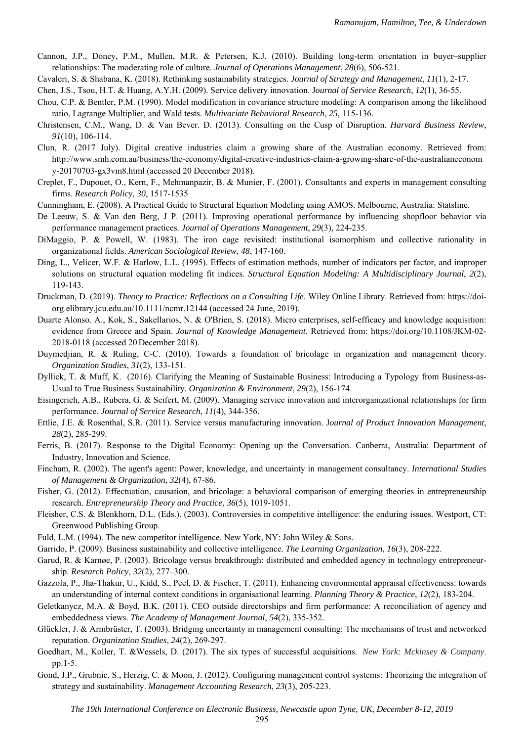Cannon, J.P., Doney, P.M., Mullen, M.R. & Petersen, K.J. (2010). Building long-term orientation in buyer–supplier relationships: The moderating role of culture. *Journal of Operations Management*, *28*(6), 506-521.

Cavaleri, S. & Shabana, K. (2018). Rethinking sustainability strategies. *Journal of Strategy and Management*, *11*(1), 2-17.

Chen, J.S., Tsou, H.T. & Huang, A.Y.H. (2009). Service delivery innovation. J*ournal of Service Research*, *12*(1), 36-55.

Chou, C.P. & Bentler, P.M. (1990). Model modification in covariance structure modeling: A comparison among the likelihood ratio, Lagrange Multiplier, and Wald tests. *Multivariate Behavioral Research*, *25*, 115-136.

Christensen, C.M., Wang, D. & Van Bever. D. (2013). Consulting on the Cusp of Disruption. *Harvard Business Review*, *91*(10), 106-114.

Clun, R. (2017 July). Digital creative industries claim a growing share of the Australian economy. Retrieved from: http://www.smh.com.au/business/the-economy/digital-creative-industries-claim-a-growing-share-of-the-australianeconomy-20170703-gx3vm8.html (accessed 20 December 2018).

Creplet, F., Dupouet, O., Kern, F., Mehmanpazir, B. & Munier, F. (2001). Consultants and experts in management consulting firms. *Research Policy*, *30*, 1517-1535

Cunningham, E. (2008). A Practical Guide to Structural Equation Modeling using AMOS. Melbourne, Australia: Statsline.

De Leeuw, S. & Van den Berg, J P. (2011). Improving operational performance by influencing shopfloor behavior via performance management practices. *Journal of Operations Management*, *29*(3), 224-235.

DiMaggio, P. & Powell, W. (1983). The iron cage revisited: institutional isomorphism and collective rationality in organizational fields. *American Sociological Review*, *48*, 147-160.

Ding, L., Velicer, W.F. & Harlow, L.L. (1995). Effects of estimation methods, number of indicators per factor, and improper solutions on structural equation modeling fit indices. *Structural Equation Modeling: A Multidisciplinary Journal*, *2*(2), 119-143.

Druckman, D. (2019). *Theory to Practice: Reflections on a Consulting Life*. Wiley Online Library. Retrieved from: https://doi-org.elibrary.jcu.edu.au/10.1111/ncmr.12144 (accessed 24 June, 2019).

Duarte Alonso. A., Kok, S., Sakellarios, N. & O'Brien, S. (2018). Micro enterprises, self-efficacy and knowledge acquisition: evidence from Greece and Spain. *Journal of Knowledge Management*. Retrieved from: https://doi.org/10.1108/JKM-02-2018-0118 (accessed 20 December 2018).

Duymedjian, R. & Ruling, C-C. (2010). Towards a foundation of bricolage in organization and management theory. *Organization Studies*, *31*(2), 133-151.

Dyllick, T. & Muff, K. (2016). Clarifying the Meaning of Sustainable Business: Introducing a Typology from Business-as-Usual to True Business Sustainability. *Organization & Environment*, *29*(2), 156-174.

Eisingerich, A.B., Rubera, G. & Seifert, M. (2009). Managing service innovation and interorganizational relationships for firm performance. *Journal of Service Research*, *11*(4), 344-356.

Ettlie, J.E. & Rosenthal, S.R. (2011). Service versus manufacturing innovation. J*ournal of Product Innovation Management*, *28*(2), 285-299.

Ferris, B. (2017). Response to the Digital Economy: Opening up the Conversation. Canberra, Australia: Department of Industry, Innovation and Science.

Fincham, R. (2002). The agent's agent: Power, knowledge, and uncertainty in management consultancy. *International Studies of Management & Organization*, *32*(4), 67-86.

Fisher, G. (2012). Effectuation, causation, and bricolage: a behavioral comparison of emerging theories in entrepreneurship research. *Entrepreneurship Theory and Practice*, *36*(5), 1019-1051.

Fleisher, C.S. & Blenkhorn, D.L. (Eds.). (2003). Controversies in competitive intelligence: the enduring issues. Westport, CT: Greenwood Publishing Group.

Fuld, L.M. (1994). The new competitor intelligence. New York, NY: John Wiley & Sons.

Garrido, P. (2009). Business sustainability and collective intelligence. *The Learning Organization*, *16*(3), 208-222.

Garud, R. & Karnøe, P. (2003). Bricolage versus breakthrough: distributed and embedded agency in technology entrepreneurship. *Research Policy*, *32*(2), 277–300.

Gazzola, P., Jha-Thakur, U., Kidd, S., Peel, D. & Fischer, T. (2011). Enhancing environmental appraisal effectiveness: towards an understanding of internal context conditions in organisational learning. *Planning Theory & Practice*, *12*(2), 183-204.

Geletkanycz, M.A. & Boyd, B.K. (2011). CEO outside directorships and firm performance: A reconciliation of agency and embeddedness views. *The Academy of Management Journal*, *54*(2), 335-352.

Glückler, J. & Armbrüster, T. (2003). Bridging uncertainty in management consulting: The mechanisms of trust and networked reputation. *Organization Studies*, *24*(2), 269-297.

Goedhart, M., Koller, T. &Wessels, D. (2017). The six types of successful acquisitions. *New York: Mckinsey & Company*. pp.1-5.

Gond, J.P., Grubnic, S., Herzig, C. & Moon, J. (2012). Configuring management control systems: Theorizing the integration of strategy and sustainability. *Management Accounting Research*, *23*(3), 205-223.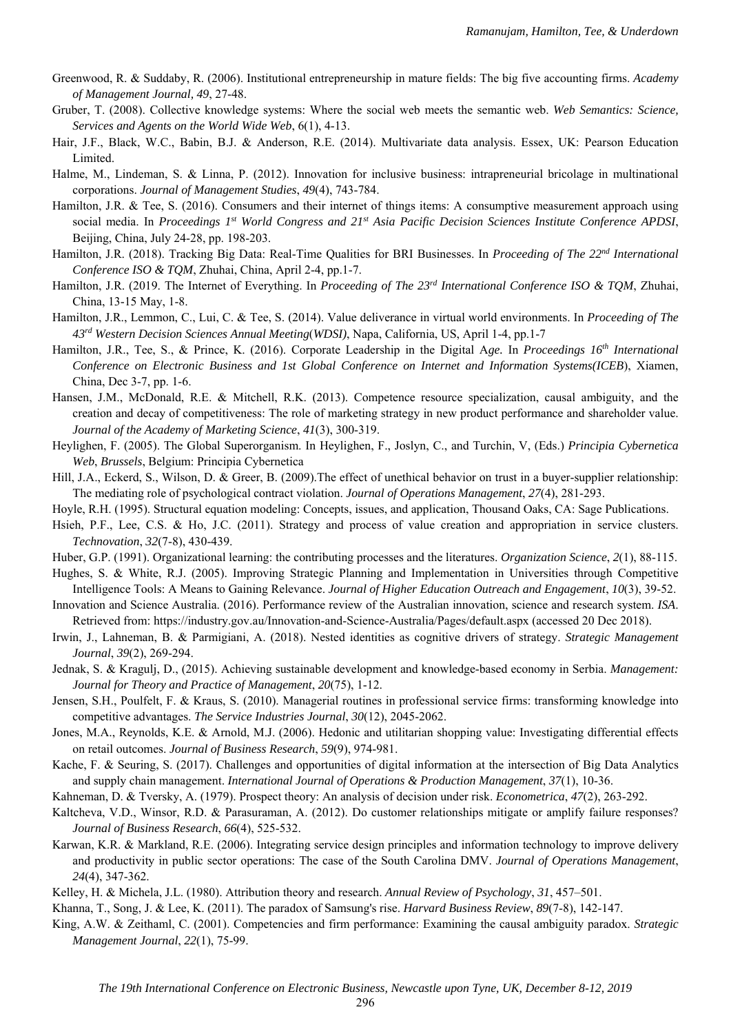Greenwood, R. & Suddaby, R. (2006). Institutional entrepreneurship in mature fields: The big five accounting firms. *Academy of Management Journal*, *49*, 27-48.

Gruber, T. (2008). Collective knowledge systems: Where the social web meets the semantic web. *Web Semantics: Science, Services and Agents on the World Wide Web*, 6(1), 4-13.

Hair, J.F., Black, W.C., Babin, B.J. & Anderson, R.E. (2014). Multivariate data analysis. Essex, UK: Pearson Education Limited.

Halme, M., Lindeman, S. & Linna, P. (2012). Innovation for inclusive business: intrapreneurial bricolage in multinational corporations. *Journal of Management Studies*, *49*(4), 743-784.

Hamilton, J.R. & Tee, S. (2016). Consumers and their internet of things items: A consumptive measurement approach using social media. In *Proceedings 1st World Congress and 21st Asia Pacific Decision Sciences Institute Conference APDSI*, Beijing, China, July 24-28, pp. 198-203.

Hamilton, J.R. (2018). Tracking Big Data: Real-Time Qualities for BRI Businesses. In *Proceeding of The 22nd International Conference ISO & TQM*, Zhuhai, China, April 2-4, pp.1-7.

Hamilton, J.R. (2019. The Internet of Everything. In *Proceeding of The 23rd International Conference ISO & TQM*, Zhuhai, China, 13-15 May, 1-8.

Hamilton, J.R., Lemmon, C., Lui, C. & Tee, S. (2014). Value deliverance in virtual world environments. In *Proceeding of The 43rd Western Decision Sciences Annual Meeting*(*WDSI)*, Napa, California, US, April 1-4, pp.1-7

Hamilton, J.R., Tee, S., & Prince, K. (2016). Corporate Leadership in the Digital A*ge.* In *Proceedings 16th International Conference on Electronic Business and 1st Global Conference on Internet and Information Systems(ICEB*), Xiamen, China, Dec 3-7, pp. 1-6.

Hansen, J.M., McDonald, R.E. & Mitchell, R.K. (2013). Competence resource specialization, causal ambiguity, and the creation and decay of competitiveness: The role of marketing strategy in new product performance and shareholder value. *Journal of the Academy of Marketing Science*, *41*(3), 300-319.

Heylighen, F. (2005). The Global Superorganism. In Heylighen, F., Joslyn, C., and Turchin, V, (Eds.) *Principia Cybernetica Web*, *Brussels*, Belgium: Principia Cybernetica

Hill, J.A., Eckerd, S., Wilson, D. & Greer, B. (2009).The effect of unethical behavior on trust in a buyer-supplier relationship: The mediating role of psychological contract violation. *Journal of Operations Management*, *27*(4), 281-293.

Hoyle, R.H. (1995). Structural equation modeling: Concepts, issues, and application, Thousand Oaks, CA: Sage Publications.

Hsieh, P.F., Lee, C.S. & Ho, J.C. (2011). Strategy and process of value creation and appropriation in service clusters. *Technovation*, *32*(7-8), 430-439.

Huber, G.P. (1991). Organizational learning: the contributing processes and the literatures. *Organization Science*, *2*(1), 88-115.

Hughes, S. & White, R.J. (2005). Improving Strategic Planning and Implementation in Universities through Competitive Intelligence Tools: A Means to Gaining Relevance. *Journal of Higher Education Outreach and Engagement*, *10*(3), 39-52.

Innovation and Science Australia. (2016). Performance review of the Australian innovation, science and research system. *ISA*. Retrieved from: https://industry.gov.au/Innovation-and-Science-Australia/Pages/default.aspx (accessed 20 Dec 2018).

Irwin, J., Lahneman, B. & Parmigiani, A. (2018). Nested identities as cognitive drivers of strategy. *Strategic Management Journal*, *39*(2), 269-294.

Jednak, S. & Kragulj, D., (2015). Achieving sustainable development and knowledge-based economy in Serbia. *Management: Journal for Theory and Practice of Management*, *20*(75), 1-12.

Jensen, S.H., Poulfelt, F. & Kraus, S. (2010). Managerial routines in professional service firms: transforming knowledge into competitive advantages. *The Service Industries Journal*, *30*(12), 2045-2062.

Jones, M.A., Reynolds, K.E. & Arnold, M.J. (2006). Hedonic and utilitarian shopping value: Investigating differential effects on retail outcomes. *Journal of Business Research*, *59*(9), 974-981.

Kache, F. & Seuring, S. (2017). Challenges and opportunities of digital information at the intersection of Big Data Analytics and supply chain management. *International Journal of Operations & Production Management*, *37*(1), 10-36.

Kahneman, D. & Tversky, A. (1979). Prospect theory: An analysis of decision under risk. *Econometrica*, *47*(2), 263-292.

Kaltcheva, V.D., Winsor, R.D. & Parasuraman, A. (2012). Do customer relationships mitigate or amplify failure responses? *Journal of Business Research*, *66*(4), 525-532.

Karwan, K.R. & Markland, R.E. (2006). Integrating service design principles and information technology to improve delivery and productivity in public sector operations: The case of the South Carolina DMV. *Journal of Operations Management*, *24*(4), 347-362.

Kelley, H. & Michela, J.L. (1980). Attribution theory and research. *Annual Review of Psychology*, *31*, 457–501.

Khanna, T., Song, J. & Lee, K. (2011). The paradox of Samsung's rise. *Harvard Business Review*, *89*(7-8), 142-147.

King, A.W. & Zeithaml, C. (2001). Competencies and firm performance: Examining the causal ambiguity paradox. *Strategic Management Journal*, *22*(1), 75-99.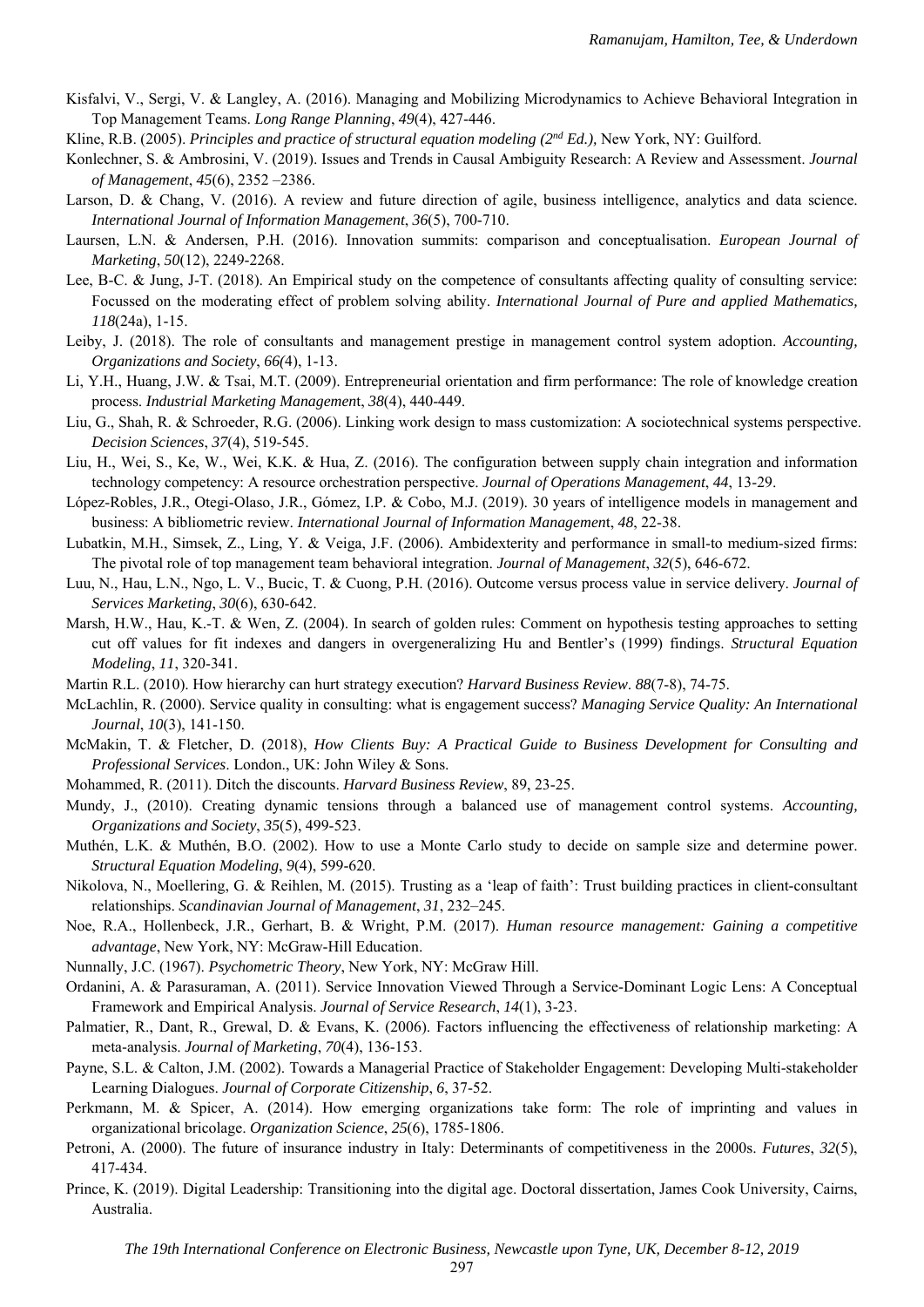Kisfalvi, V., Sergi, V. & Langley, A. (2016). Managing and Mobilizing Microdynamics to Achieve Behavioral Integration in Top Management Teams. *Long Range Planning*, *49*(4), 427-446.

Kline, R.B. (2005). *Principles and practice of structural equation modeling (2nd Ed.),* New York, NY: Guilford.

Konlechner, S. & Ambrosini, V. (2019). Issues and Trends in Causal Ambiguity Research: A Review and Assessment. *Journal of Management*, *45*(6), 2352 –2386.

Larson, D. & Chang, V. (2016). A review and future direction of agile, business intelligence, analytics and data science. *International Journal of Information Management*, *36*(5), 700-710.

Laursen, L.N. & Andersen, P.H. (2016). Innovation summits: comparison and conceptualisation. *European Journal of Marketing*, *50*(12), 2249-2268.

Lee, B-C. & Jung, J-T. (2018). An Empirical study on the competence of consultants affecting quality of consulting service: Focussed on the moderating effect of problem solving ability. *International Journal of Pure and applied Mathematics, 118*(24a), 1-15.

Leiby, J. (2018). The role of consultants and management prestige in management control system adoption. *Accounting, Organizations and Society*, *66(*4), 1-13.

Li, Y.H., Huang, J.W. & Tsai, M.T. (2009). Entrepreneurial orientation and firm performance: The role of knowledge creation process. *Industrial Marketing Managemen*t, *38*(4), 440-449.

Liu, G., Shah, R. & Schroeder, R.G. (2006). Linking work design to mass customization: A sociotechnical systems perspective. *Decision Sciences*, *37*(4), 519-545.

Liu, H., Wei, S., Ke, W., Wei, K.K. & Hua, Z. (2016). The configuration between supply chain integration and information technology competency: A resource orchestration perspective. *Journal of Operations Management*, *44*, 13-29.

López-Robles, J.R., Otegi-Olaso, J.R., Gómez, I.P. & Cobo, M.J. (2019). 30 years of intelligence models in management and business: A bibliometric review. *International Journal of Information Managemen*t, *48*, 22-38.

Lubatkin, M.H., Simsek, Z., Ling, Y. & Veiga, J.F. (2006). Ambidexterity and performance in small-to medium-sized firms: The pivotal role of top management team behavioral integration. *Journal of Management*, *32*(5), 646-672.

Luu, N., Hau, L.N., Ngo, L. V., Bucic, T. & Cuong, P.H. (2016). Outcome versus process value in service delivery. *Journal of Services Marketing*, *30*(6), 630-642.

Marsh, H.W., Hau, K.-T. & Wen, Z. (2004). In search of golden rules: Comment on hypothesis testing approaches to setting cut off values for fit indexes and dangers in overgeneralizing Hu and Bentler's (1999) findings. *Structural Equation Modeling*, *11*, 320-341.

Martin R.L. (2010). How hierarchy can hurt strategy execution? *Harvard Business Review*. *88*(7-8), 74-75.

McLachlin, R. (2000). Service quality in consulting: what is engagement success? *Managing Service Quality: An International Journal*, *10*(3), 141-150.

McMakin, T. & Fletcher, D. (2018), *How Clients Buy: A Practical Guide to Business Development for Consulting and Professional Services*. London., UK: John Wiley & Sons.

Mohammed, R. (2011). Ditch the discounts. *Harvard Business Review*, 89, 23-25.

Mundy, J., (2010). Creating dynamic tensions through a balanced use of management control systems. *Accounting, Organizations and Society*, *35*(5), 499-523.

Muthén, L.K. & Muthén, B.O. (2002). How to use a Monte Carlo study to decide on sample size and determine power. *Structural Equation Modeling*, *9*(4), 599-620.

Nikolova, N., Moellering, G. & Reihlen, M. (2015). Trusting as a 'leap of faith': Trust building practices in client-consultant relationships. *Scandinavian Journal of Management*, *31*, 232–245.

Noe, R.A., Hollenbeck, J.R., Gerhart, B. & Wright, P.M. (2017). *Human resource management: Gaining a competitive advantage*, New York, NY: McGraw-Hill Education.

Nunnally, J.C. (1967). *Psychometric Theory*, New York, NY: McGraw Hill.

Ordanini, A. & Parasuraman, A. (2011). Service Innovation Viewed Through a Service-Dominant Logic Lens: A Conceptual Framework and Empirical Analysis. *Journal of Service Research*, *14*(1), 3-23.

Palmatier, R., Dant, R., Grewal, D. & Evans, K. (2006). Factors influencing the effectiveness of relationship marketing: A meta-analysis. *Journal of Marketing*, *70*(4), 136-153.

Payne, S.L. & Calton, J.M. (2002). Towards a Managerial Practice of Stakeholder Engagement: Developing Multi-stakeholder Learning Dialogues. *Journal of Corporate Citizenship*, *6*, 37-52.

Perkmann, M. & Spicer, A. (2014). How emerging organizations take form: The role of imprinting and values in organizational bricolage. *Organization Science*, *25*(6), 1785-1806.

Petroni, A. (2000). The future of insurance industry in Italy: Determinants of competitiveness in the 2000s. *Futures*, *32*(5), 417-434.

Prince, K. (2019). Digital Leadership: Transitioning into the digital age. Doctoral dissertation, James Cook University, Cairns, Australia.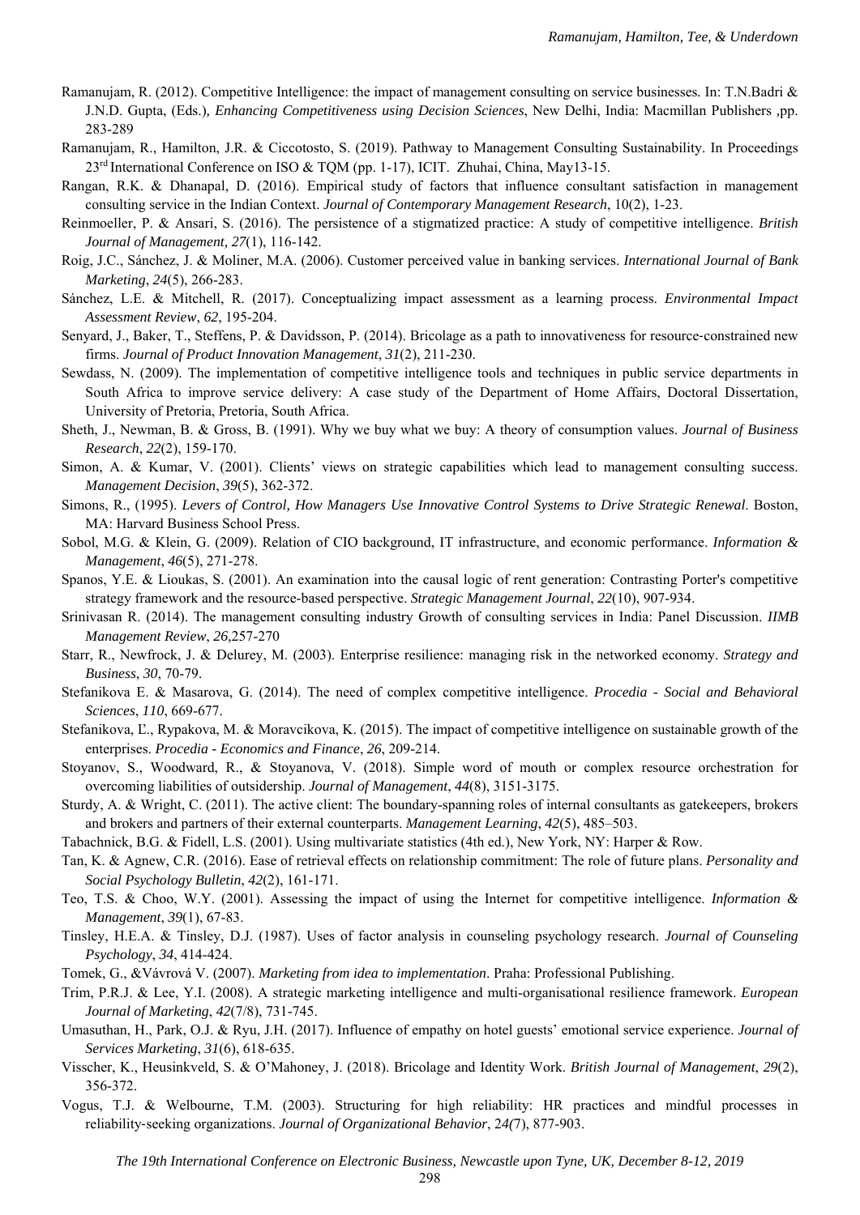Ramanujam, R. (2012). Competitive Intelligence: the impact of management consulting on service businesses. In: T.N.Badri & J.N.D. Gupta, (Eds.)*, Enhancing Competitiveness using Decision Sciences*, New Delhi, India: Macmillan Publishers ,pp. 283-289

Ramanujam, R., Hamilton, J.R. & Ciccotosto, S. (2019). Pathway to Management Consulting Sustainability. In Proceedings 23rd International Conference on ISO & TQM (pp. 1-17), ICIT. Zhuhai, China, May13-15.

Rangan, R.K. & Dhanapal, D. (2016). Empirical study of factors that influence consultant satisfaction in management consulting service in the Indian Context. *Journal of Contemporary Management Research*, 10(2), 1-23.

Reinmoeller, P. & Ansari, S. (2016). The persistence of a stigmatized practice: A study of competitive intelligence. *British Journal of Management, 27*(1), 116-142.

Roig, J.C., Sánchez, J. & Moliner, M.A. (2006). Customer perceived value in banking services. *International Journal of Bank Marketing*, *24*(5), 266-283.

Sánchez, L.E. & Mitchell, R. (2017). Conceptualizing impact assessment as a learning process. *Environmental Impact Assessment Review*, *62*, 195-204.

Senyard, J., Baker, T., Steffens, P. & Davidsson, P. (2014). Bricolage as a path to innovativeness for resource‐constrained new firms. *Journal of Product Innovation Management*, *31*(2), 211-230.

Sewdass, N. (2009). The implementation of competitive intelligence tools and techniques in public service departments in South Africa to improve service delivery: A case study of the Department of Home Affairs, Doctoral Dissertation, University of Pretoria, Pretoria, South Africa.

Sheth, J., Newman, B. & Gross, B. (1991). Why we buy what we buy: A theory of consumption values. *Journal of Business Research*, *22*(2), 159-170.

Simon, A. & Kumar, V. (2001). Clients' views on strategic capabilities which lead to management consulting success. *Management Decision*, *39*(5), 362-372.

Simons, R., (1995). *Levers of Control, How Managers Use Innovative Control Systems to Drive Strategic Renewal*. Boston, MA: Harvard Business School Press.

Sobol, M.G. & Klein, G. (2009). Relation of CIO background, IT infrastructure, and economic performance. *Information & Management*, *46*(5), 271-278.

Spanos, Y.E. & Lioukas, S. (2001). An examination into the causal logic of rent generation: Contrasting Porter's competitive strategy framework and the resource-based perspective. *Strategic Management Journal*, *22*(10), 907-934.

Srinivasan R. (2014). The management consulting industry Growth of consulting services in India: Panel Discussion. *IIMB Management Review*, *26*,257-270

Starr, R., Newfrock, J. & Delurey, M. (2003). Enterprise resilience: managing risk in the networked economy. *Strategy and Business*, *30*, 70-79.

Stefanikova E. & Masarova, G. (2014). The need of complex competitive intelligence. *Procedia - Social and Behavioral Sciences*, *110*, 669-677.

Stefanikova, Ľ., Rypakova, M. & Moravcikova, K. (2015). The impact of competitive intelligence on sustainable growth of the enterprises. *Procedia - Economics and Finance*, *26*, 209-214.

Stoyanov, S., Woodward, R., & Stoyanova, V. (2018). Simple word of mouth or complex resource orchestration for overcoming liabilities of outsidership. *Journal of Management*, *44*(8), 3151-3175.

Sturdy, A. & Wright, C. (2011). The active client: The boundary-spanning roles of internal consultants as gatekeepers, brokers and brokers and partners of their external counterparts. *Management Learning*, *42*(5), 485–503.

Tabachnick, B.G. & Fidell, L.S. (2001). Using multivariate statistics (4th ed.), New York, NY: Harper & Row.

Tan, K. & Agnew, C.R. (2016). Ease of retrieval effects on relationship commitment: The role of future plans. *Personality and Social Psychology Bulletin*, *42*(2), 161-171.

Teo, T.S. & Choo, W.Y. (2001). Assessing the impact of using the Internet for competitive intelligence. *Information & Management*, *39*(1), 67-83.

Tinsley, H.E.A. & Tinsley, D.J. (1987). Uses of factor analysis in counseling psychology research. *Journal of Counseling Psychology*, *34*, 414-424.

Tomek, G., &Vávrová V. (2007). *Marketing from idea to implementation*. Praha: Professional Publishing.

Trim, P.R.J. & Lee, Y.I. (2008). A strategic marketing intelligence and multi-organisational resilience framework. *European Journal of Marketing*, *42*(7/8), 731-745.

Umasuthan, H., Park, O.J. & Ryu, J.H. (2017). Influence of empathy on hotel guests' emotional service experience. *Journal of Services Marketing*, *31*(6), 618-635.

Visscher, K., Heusinkveld, S. & O'Mahoney, J. (2018). Bricolage and Identity Work. *British Journal of Management*, *29*(2), 356-372.

Vogus, T.J. & Welbourne, T.M. (2003). Structuring for high reliability: HR practices and mindful processes in reliability‐seeking organizations. *Journal of Organizational Behavior*, 2*4(*7), 877-903.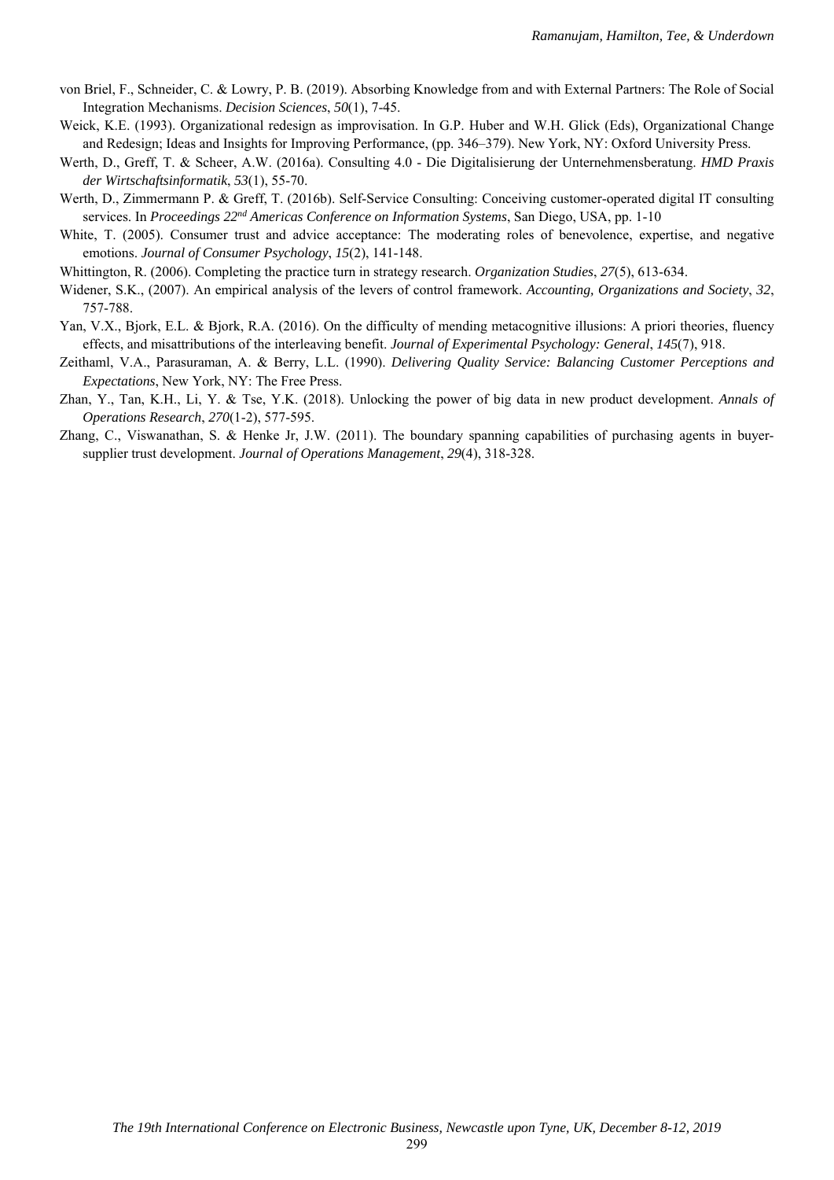von Briel, F., Schneider, C. & Lowry, P. B. (2019). Absorbing Knowledge from and with External Partners: The Role of Social Integration Mechanisms. *Decision Sciences*, *50*(1), 7-45.

Weick, K.E. (1993). Organizational redesign as improvisation. In G.P. Huber and W.H. Glick (Eds), Organizational Change and Redesign; Ideas and Insights for Improving Performance, (pp. 346–379). New York, NY: Oxford University Press.

Werth, D., Greff, T. & Scheer, A.W. (2016a). Consulting 4.0 - Die Digitalisierung der Unternehmensberatung. *HMD Praxis der Wirtschaftsinformatik*, *53*(1), 55-70.

Werth, D., Zimmermann P. & Greff, T. (2016b). Self-Service Consulting: Conceiving customer-operated digital IT consulting services. In *Proceedings 22nd Americas Conference on Information Systems*, San Diego, USA, pp. 1-10

White, T. (2005). Consumer trust and advice acceptance: The moderating roles of benevolence, expertise, and negative emotions. *Journal of Consumer Psychology*, *15*(2), 141-148.

Whittington, R. (2006). Completing the practice turn in strategy research. *Organization Studies*, *27*(5), 613-634.

Widener, S.K., (2007). An empirical analysis of the levers of control framework. *Accounting, Organizations and Society*, *32*, 757-788.

Yan, V.X., Bjork, E.L. & Bjork, R.A. (2016). On the difficulty of mending metacognitive illusions: A priori theories, fluency effects, and misattributions of the interleaving benefit. *Journal of Experimental Psychology: General*, *145*(7), 918.

Zeithaml, V.A., Parasuraman, A. & Berry, L.L. (1990). *Delivering Quality Service: Balancing Customer Perceptions and Expectations*, New York, NY: The Free Press.

Zhan, Y., Tan, K.H., Li, Y. & Tse, Y.K. (2018). Unlocking the power of big data in new product development. *Annals of Operations Research*, *270*(1-2), 577-595.

Zhang, C., Viswanathan, S. & Henke Jr, J.W. (2011). The boundary spanning capabilities of purchasing agents in buyer-supplier trust development. *Journal of Operations Management*, *29*(4), 318-328.